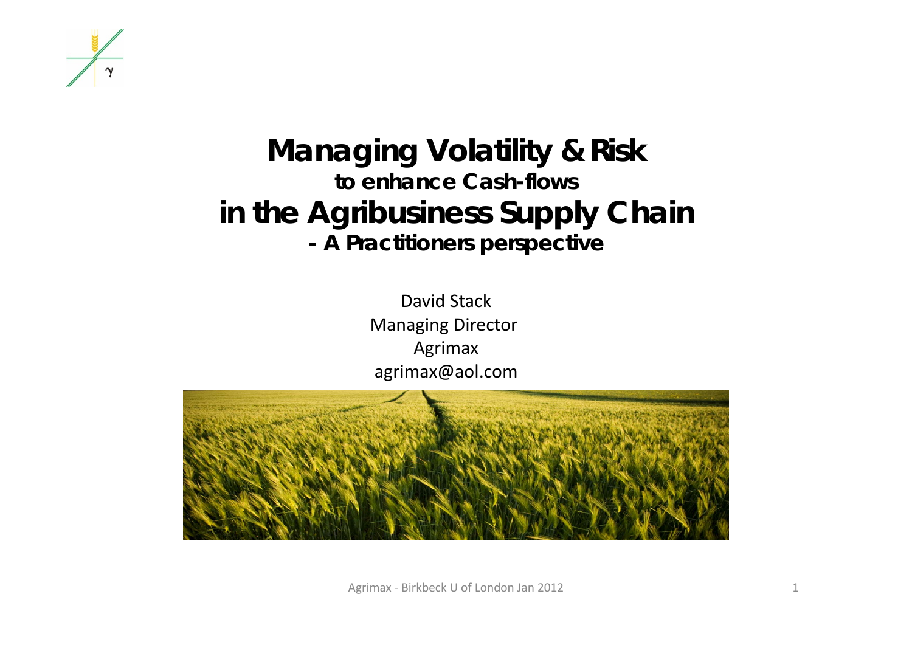# Managing Volatility & Risk

**to enhance Cash-flows**

# in the Agribusiness Supply Chain

**- A Practitioners perspective**

David Stack
Managing Director
Agrimax
agrimax@aol.com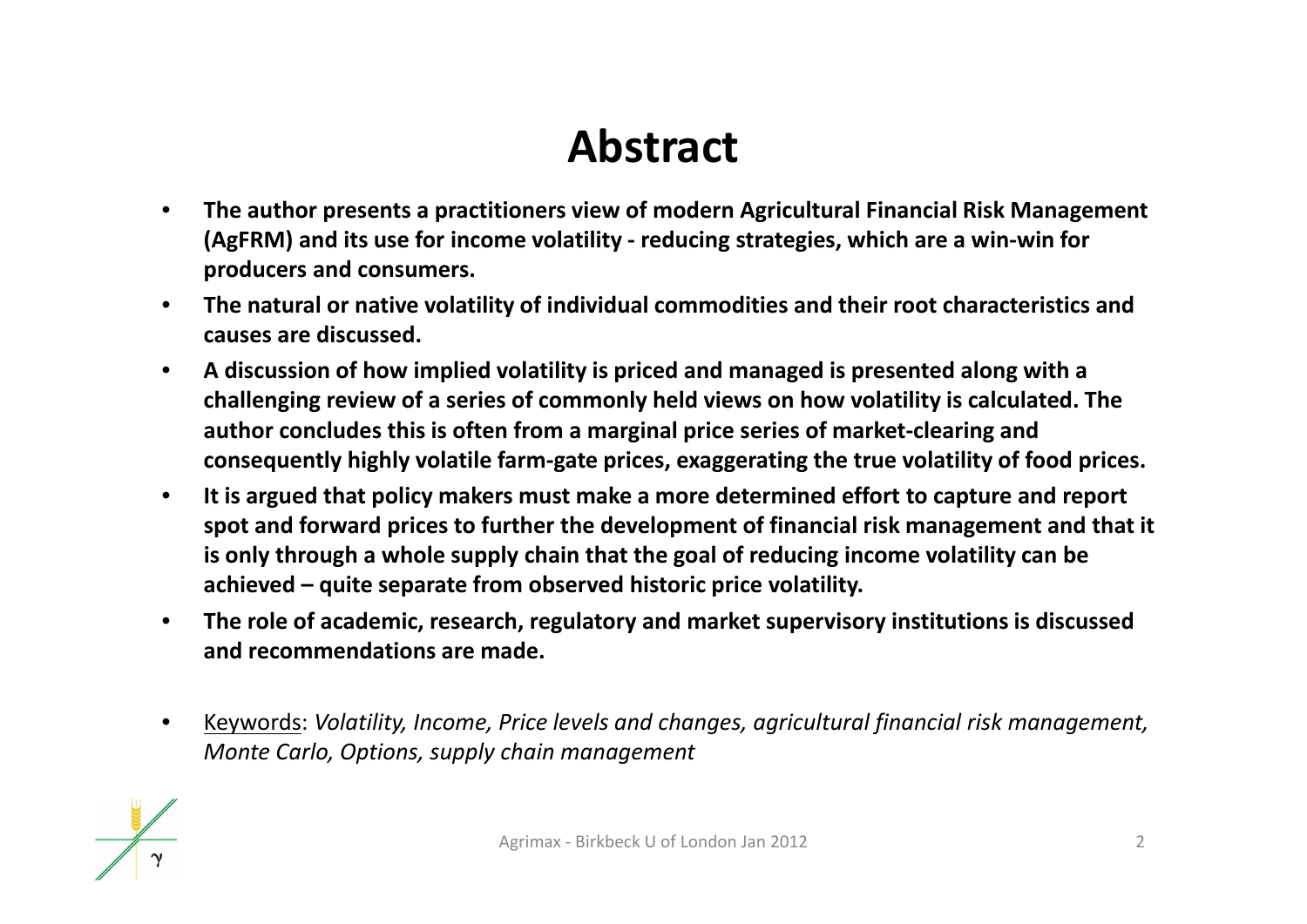# Abstract

- **The author presents a practitioners view of modern Agricultural Financial Risk Management (AgFRM) and its use for income volatility - reducing strategies, which are a win-win for producers and consumers.**
- **The natural or native volatility of individual commodities and their root characteristics and causes are discussed.**
- **A discussion of how implied volatility is priced and managed is presented along with a challenging review of a series of commonly held views on how volatility is calculated. The author concludes this is often from a marginal price series of market-clearing and consequently highly volatile farm-gate prices, exaggerating the true volatility of food prices.**
- **It is argued that policy makers must make a more determined effort to capture and report spot and forward prices to further the development of financial risk management and that it is only through a whole supply chain that the goal of reducing income volatility can be achieved – quite separate from observed historic price volatility.**
- **The role of academic, research, regulatory and market supervisory institutions is discussed and recommendations are made.**

- Keywords: *Volatility, Income, Price levels and changes, agricultural financial risk management, Monte Carlo, Options, supply chain management*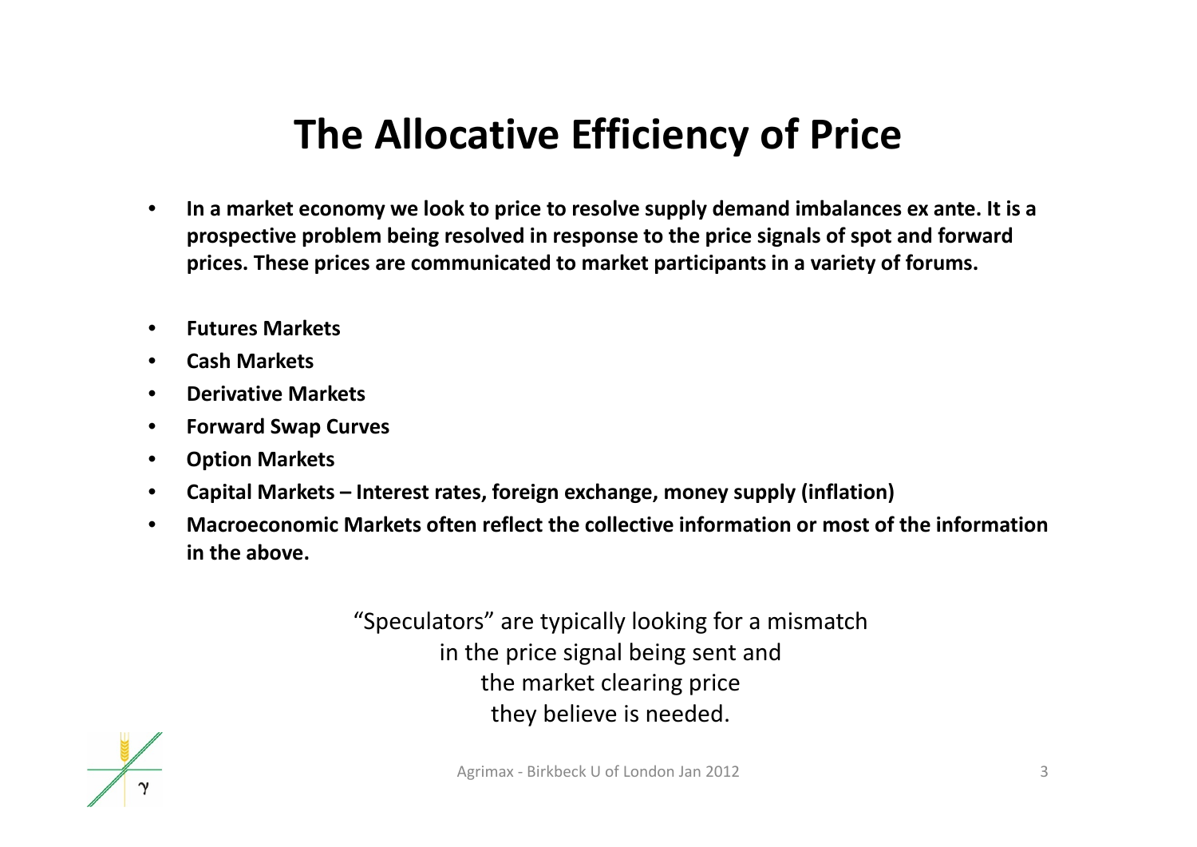# The Allocative Efficiency of Price

- **In a market economy we look to price to resolve supply demand imbalances ex ante. It is a prospective problem being resolved in response to the price signals of spot and forward prices. These prices are communicated to market participants in a variety of forums.**

- **Futures Markets**
- **Cash Markets**
- **Derivative Markets**
- **Forward Swap Curves**
- **Option Markets**
- **Capital Markets – Interest rates, foreign exchange, money supply (inflation)**
- **Macroeconomic Markets often reflect the collective information or most of the information in the above.**

"Speculators" are typically looking for a mismatch in the price signal being sent and the market clearing price they believe is needed.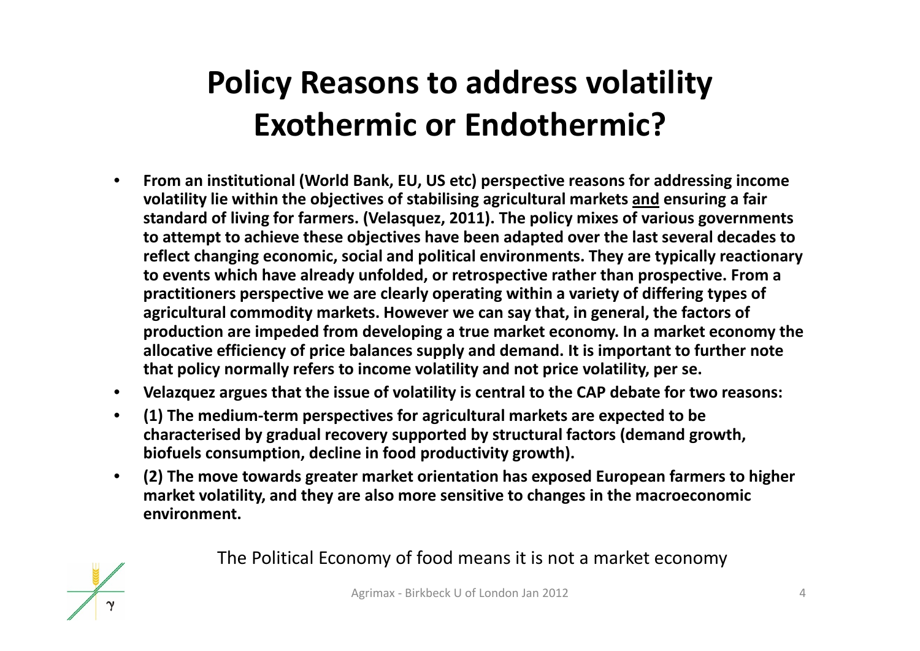# Policy Reasons to address volatility Exothermic or Endothermic?

- **From an institutional (World Bank, EU, US etc) perspective reasons for addressing income volatility lie within the objectives of stabilising agricultural markets <u>and</u> ensuring a fair standard of living for farmers. (Velasquez, 2011). The policy mixes of various governments to attempt to achieve these objectives have been adapted over the last several decades to reflect changing economic, social and political environments. They are typically reactionary to events which have already unfolded, or retrospective rather than prospective. From a practitioners perspective we are clearly operating within a variety of differing types of agricultural commodity markets. However we can say that, in general, the factors of production are impeded from developing a true market economy. In a market economy the allocative efficiency of price balances supply and demand. It is important to further note that policy normally refers to income volatility and not price volatility, per se.**
- **Velazquez argues that the issue of volatility is central to the CAP debate for two reasons:**
- **(1) The medium-term perspectives for agricultural markets are expected to be characterised by gradual recovery supported by structural factors (demand growth, biofuels consumption, decline in food productivity growth).**
- **(2) The move towards greater market orientation has exposed European farmers to higher market volatility, and they are also more sensitive to changes in the macroeconomic environment.**

The Political Economy of food means it is not a market economy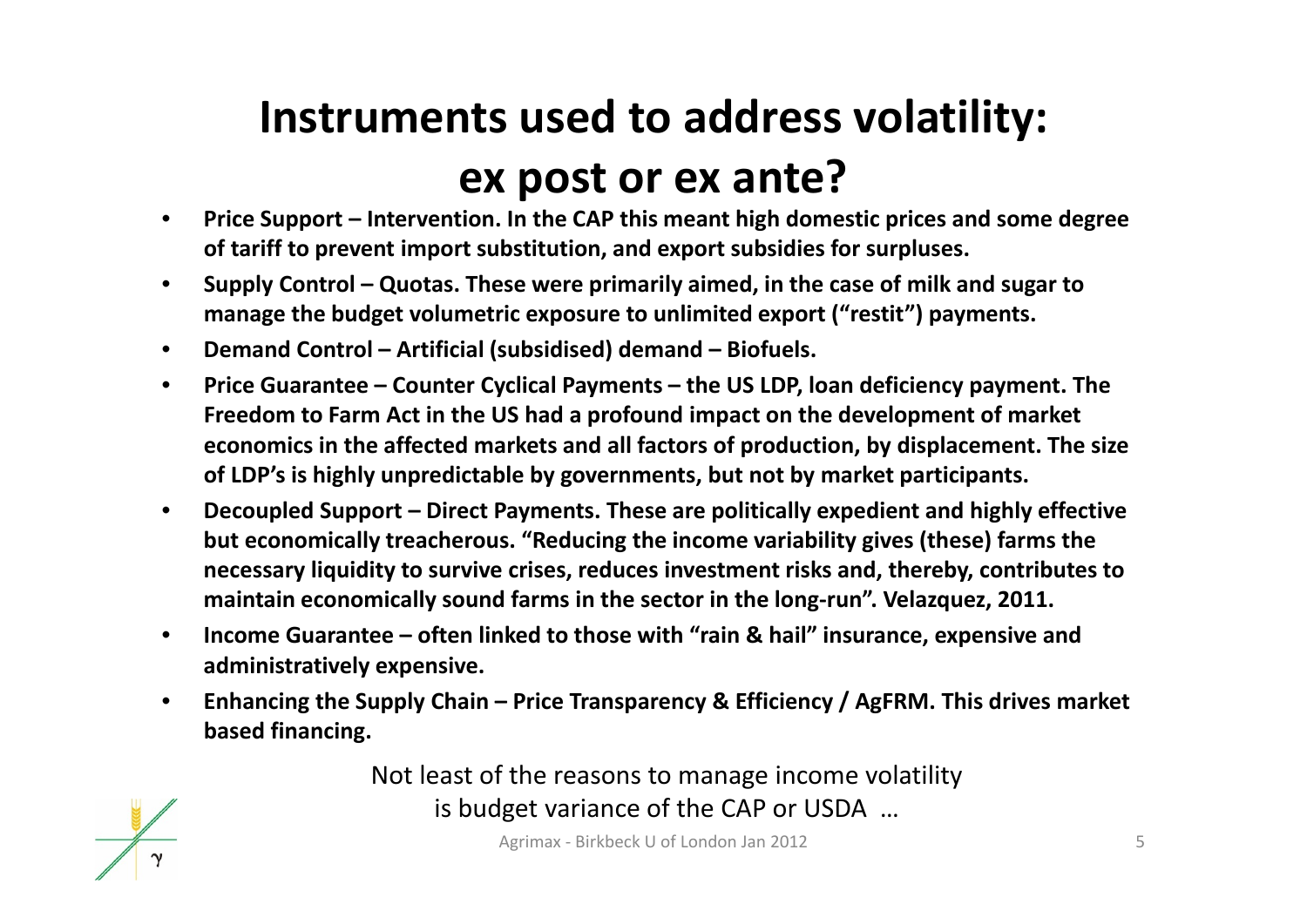# Instruments used to address volatility: ex post or ex ante?

- **Price Support – Intervention. In the CAP this meant high domestic prices and some degree of tariff to prevent import substitution, and export subsidies for surpluses.**
- **Supply Control – Quotas. These were primarily aimed, in the case of milk and sugar to manage the budget volumetric exposure to unlimited export ("restit") payments.**
- **Demand Control – Artificial (subsidised) demand – Biofuels.**
- **Price Guarantee – Counter Cyclical Payments – the US LDP, loan deficiency payment. The Freedom to Farm Act in the US had a profound impact on the development of market economics in the affected markets and all factors of production, by displacement. The size of LDP's is highly unpredictable by governments, but not by market participants.**
- **Decoupled Support – Direct Payments. These are politically expedient and highly effective but economically treacherous. "Reducing the income variability gives (these) farms the necessary liquidity to survive crises, reduces investment risks and, thereby, contributes to maintain economically sound farms in the sector in the long-run". Velazquez, 2011.**
- **Income Guarantee – often linked to those with "rain & hail" insurance, expensive and administratively expensive.**
- **Enhancing the Supply Chain – Price Transparency & Efficiency / AgFRM. This drives market based financing.**

Not least of the reasons to manage income volatility is budget variance of the CAP or USDA …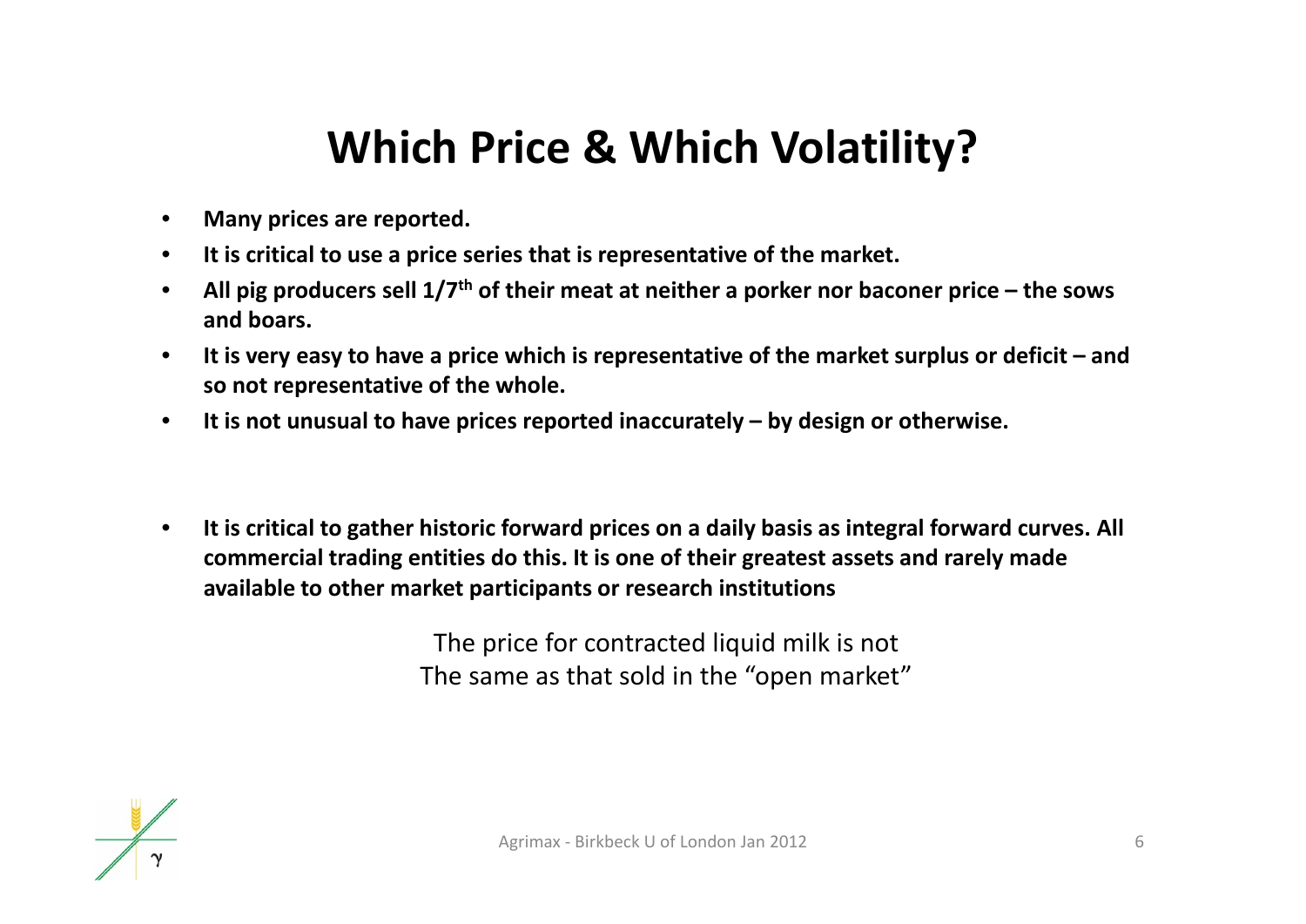# Which Price & Which Volatility?

- **Many prices are reported.**
- **It is critical to use a price series that is representative of the market.**
- **All pig producers sell 1/7$^{th}$ of their meat at neither a porker nor baconer price – the sows and boars.**
- **It is very easy to have a price which is representative of the market surplus or deficit – and so not representative of the whole.**
- **It is not unusual to have prices reported inaccurately – by design or otherwise.**

- **It is critical to gather historic forward prices on a daily basis as integral forward curves. All commercial trading entities do this. It is one of their greatest assets and rarely made available to other market participants or research institutions**

The price for contracted liquid milk is not
The same as that sold in the "open market"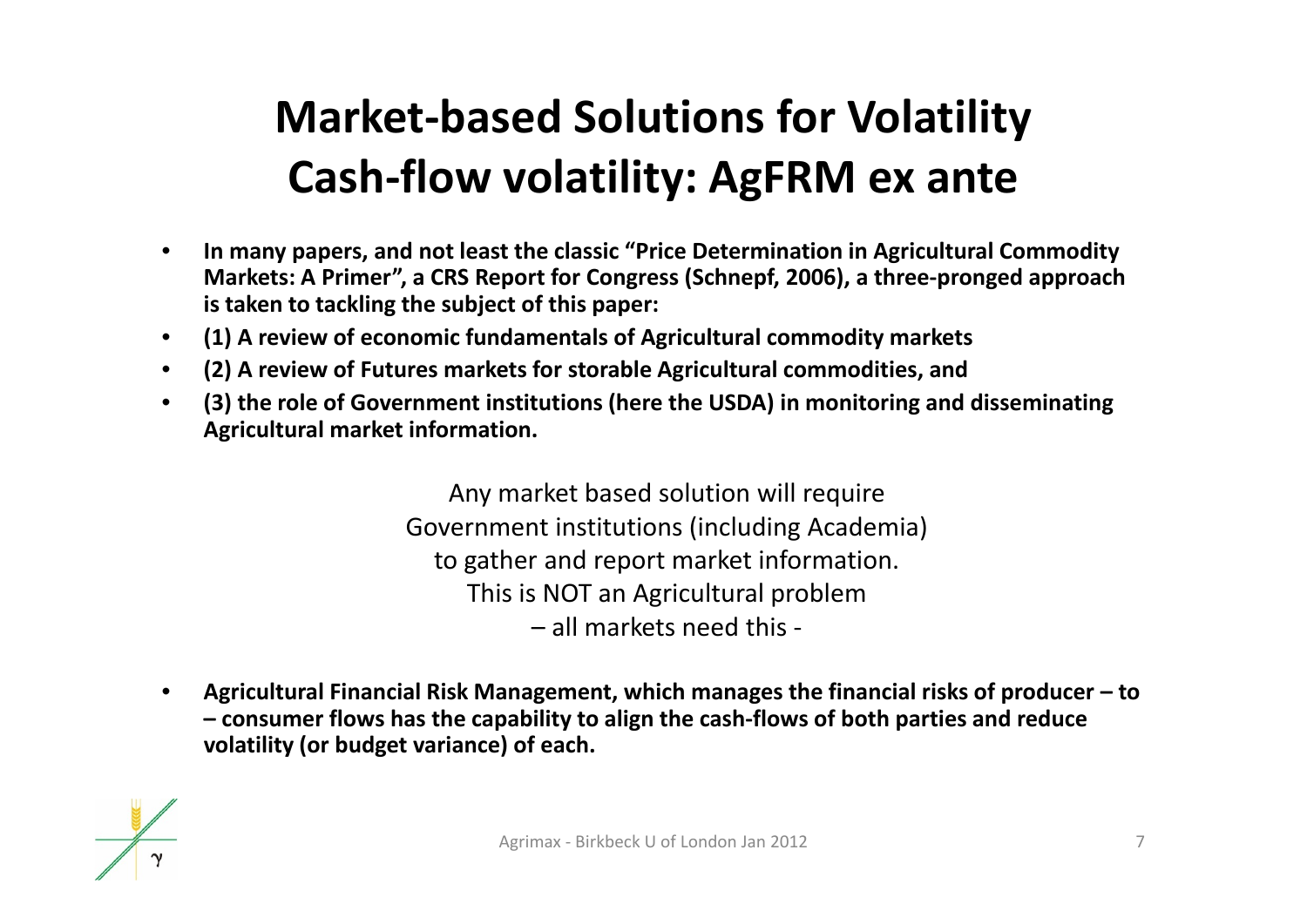# Market-based Solutions for Volatility
# Cash-flow volatility: AgFRM ex ante

- **In many papers, and not least the classic "Price Determination in Agricultural Commodity Markets: A Primer", a CRS Report for Congress (Schnepf, 2006), a three-pronged approach is taken to tackling the subject of this paper:**
- **(1) A review of economic fundamentals of Agricultural commodity markets**
- **(2) A review of Futures markets for storable Agricultural commodities, and**
- **(3) the role of Government institutions (here the USDA) in monitoring and disseminating Agricultural market information.**

Any market based solution will require
Government institutions (including Academia)
to gather and report market information.
This is NOT an Agricultural problem
– all markets need this -

- **Agricultural Financial Risk Management, which manages the financial risks of producer – to – consumer flows has the capability to align the cash-flows of both parties and reduce volatility (or budget variance) of each.**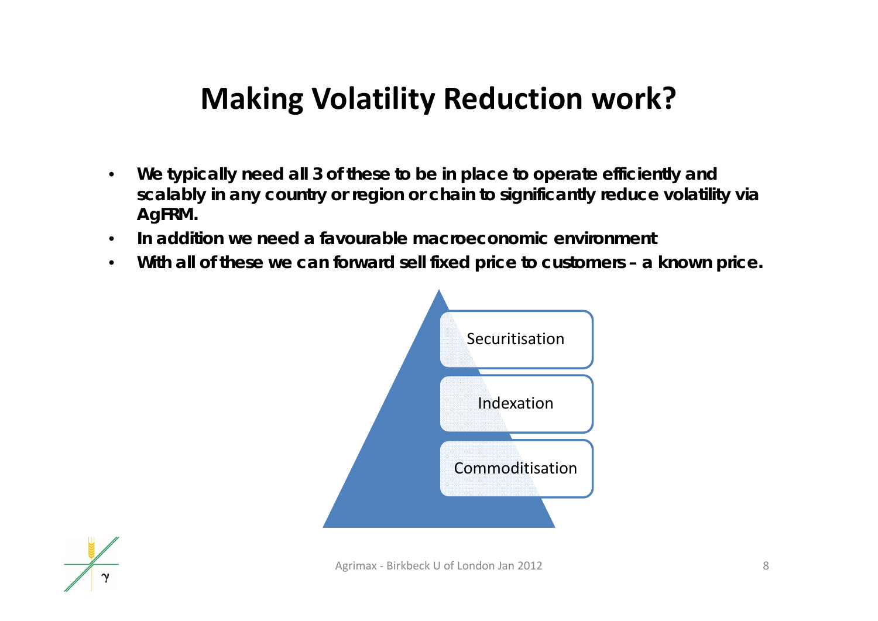# Making Volatility Reduction work?

- **We typically need all 3 of these to be in place to operate efficiently and scalably in any country or region or chain to significantly reduce volatility via AgFRM.**
- **In addition we need a favourable macroeconomic environment**
- **With all of these we can forward sell fixed price to customers – a known price.**

Securitisation

Indexation

Commoditisation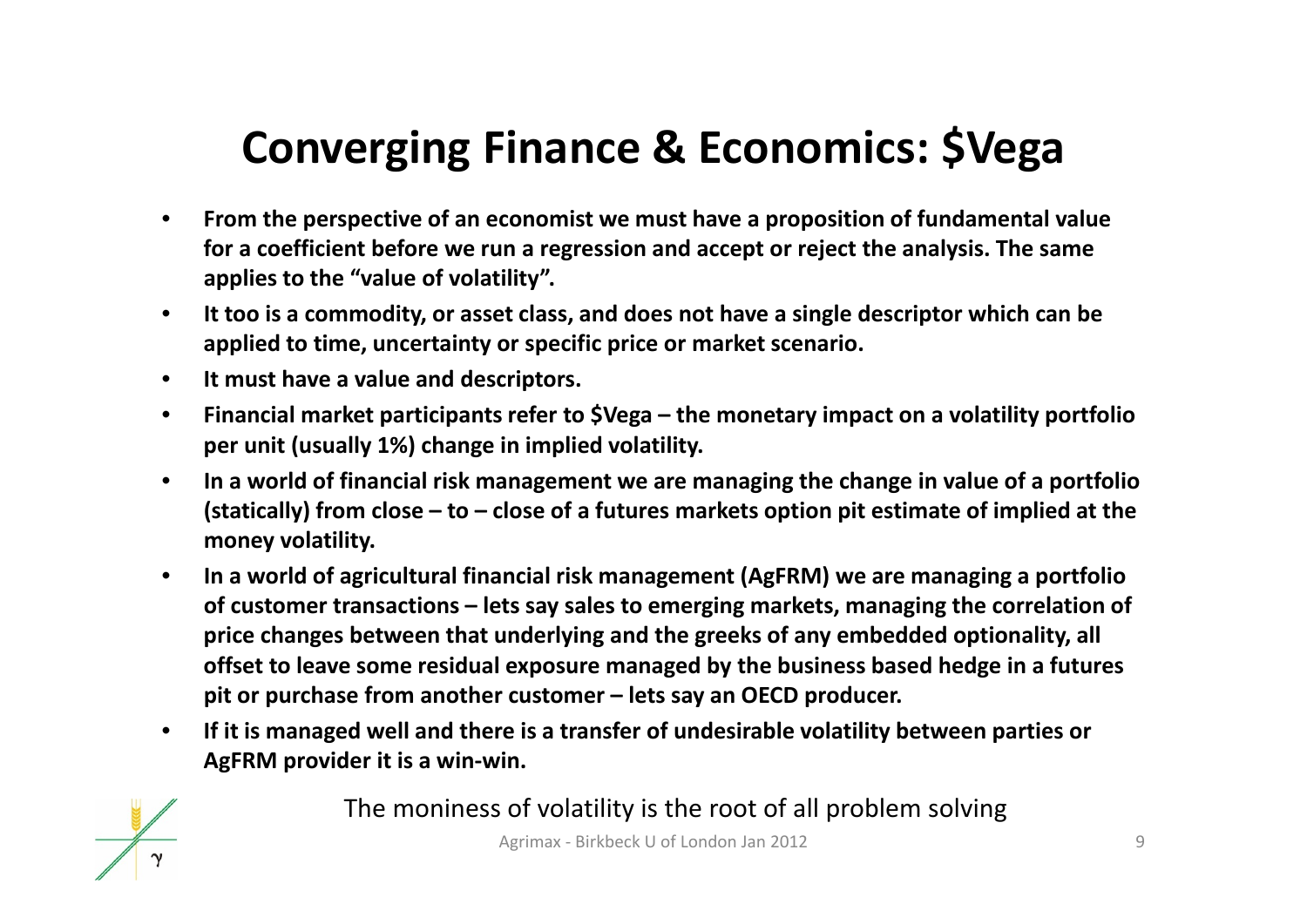# Converging Finance & Economics: $Vega

- **From the perspective of an economist we must have a proposition of fundamental value for a coefficient before we run a regression and accept or reject the analysis. The same applies to the "value of volatility".**
- **It too is a commodity, or asset class, and does not have a single descriptor which can be applied to time, uncertainty or specific price or market scenario.**
- **It must have a value and descriptors.**
- **Financial market participants refer to $Vega – the monetary impact on a volatility portfolio per unit (usually 1%) change in implied volatility.**
- **In a world of financial risk management we are managing the change in value of a portfolio (statically) from close – to – close of a futures markets option pit estimate of implied at the money volatility.**
- **In a world of agricultural financial risk management (AgFRM) we are managing a portfolio of customer transactions – lets say sales to emerging markets, managing the correlation of price changes between that underlying and the greeks of any embedded optionality, all offset to leave some residual exposure managed by the business based hedge in a futures pit or purchase from another customer – lets say an OECD producer.**
- **If it is managed well and there is a transfer of undesirable volatility between parties or AgFRM provider it is a win-win.**

The moniness of volatility is the root of all problem solving

Agrimax - Birkbeck U of London Jan 2012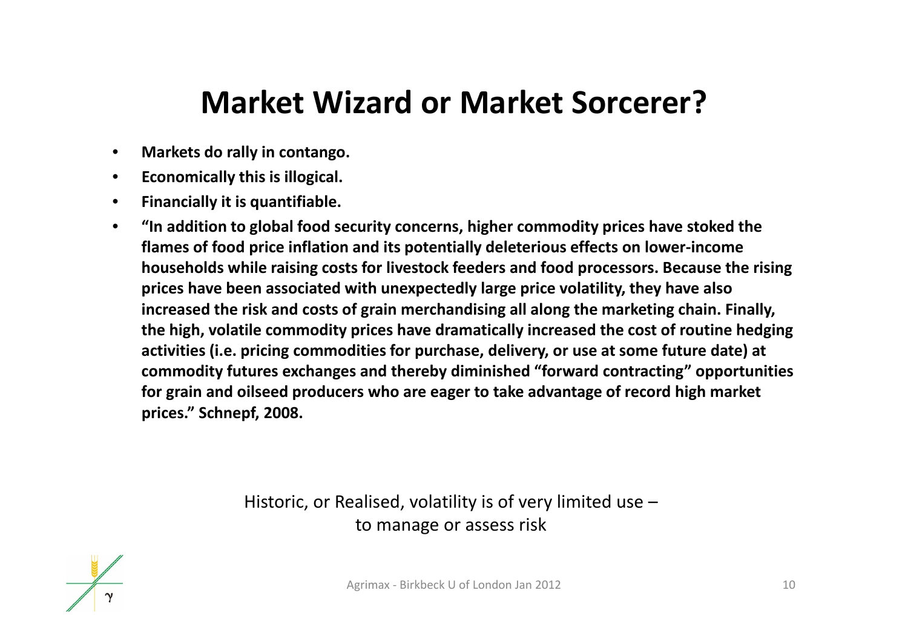# Market Wizard or Market Sorcerer?

- **Markets do rally in contango.**
- **Economically this is illogical.**
- **Financially it is quantifiable.**
- **"In addition to global food security concerns, higher commodity prices have stoked the flames of food price inflation and its potentially deleterious effects on lower-income households while raising costs for livestock feeders and food processors. Because the rising prices have been associated with unexpectedly large price volatility, they have also increased the risk and costs of grain merchandising all along the marketing chain. Finally, the high, volatile commodity prices have dramatically increased the cost of routine hedging activities (i.e. pricing commodities for purchase, delivery, or use at some future date) at commodity futures exchanges and thereby diminished "forward contracting" opportunities for grain and oilseed producers who are eager to take advantage of record high market prices." Schnepf, 2008.**

Historic, or Realised, volatility is of very limited use – to manage or assess risk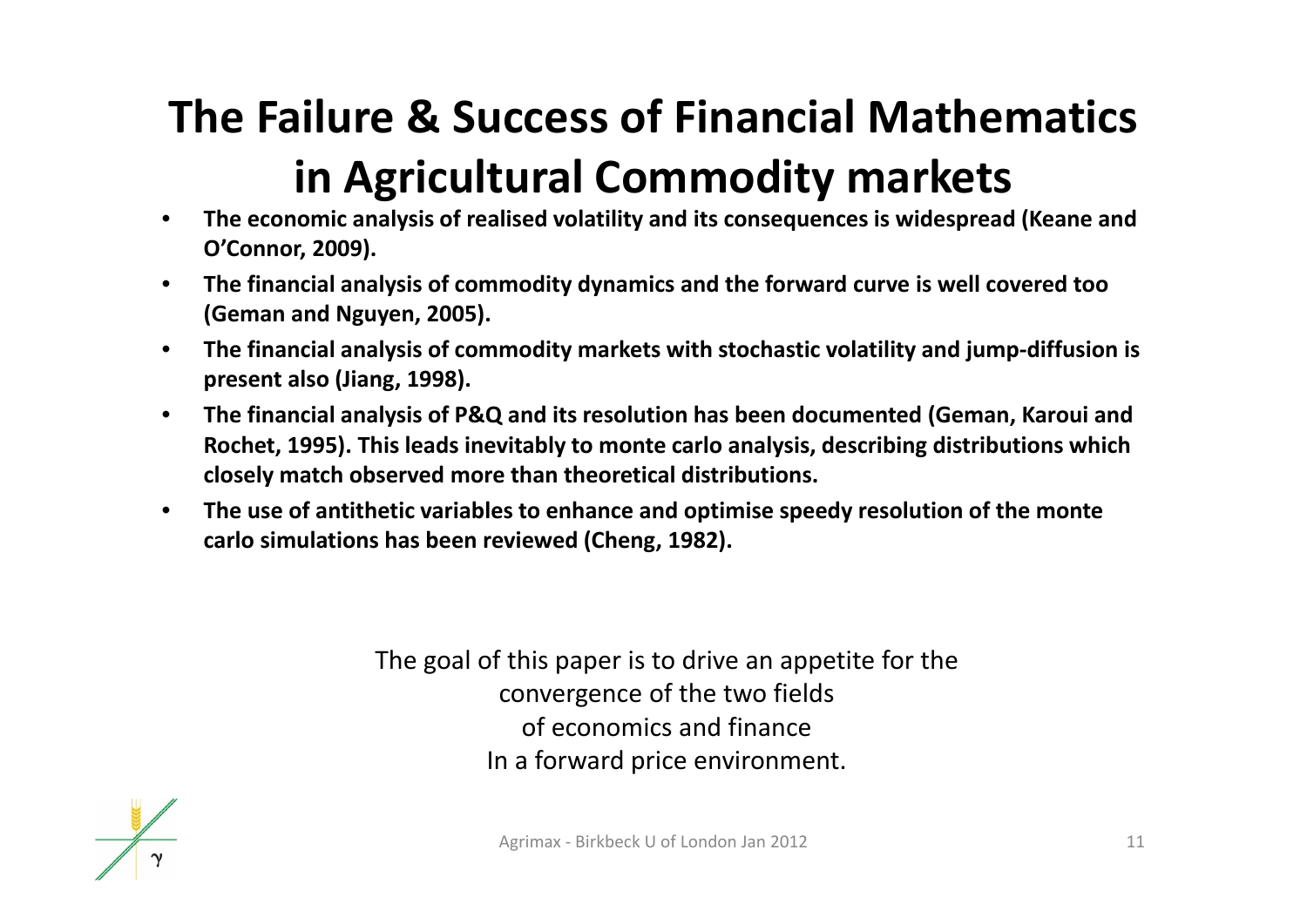# The Failure & Success of Financial Mathematics in Agricultural Commodity markets

- **The economic analysis of realised volatility and its consequences is widespread (Keane and O'Connor, 2009).**
- **The financial analysis of commodity dynamics and the forward curve is well covered too (Geman and Nguyen, 2005).**
- **The financial analysis of commodity markets with stochastic volatility and jump-diffusion is present also (Jiang, 1998).**
- **The financial analysis of P&Q and its resolution has been documented (Geman, Karoui and Rochet, 1995). This leads inevitably to monte carlo analysis, describing distributions which closely match observed more than theoretical distributions.**
- **The use of antithetic variables to enhance and optimise speedy resolution of the monte carlo simulations has been reviewed (Cheng, 1982).**

The goal of this paper is to drive an appetite for the convergence of the two fields of economics and finance In a forward price environment.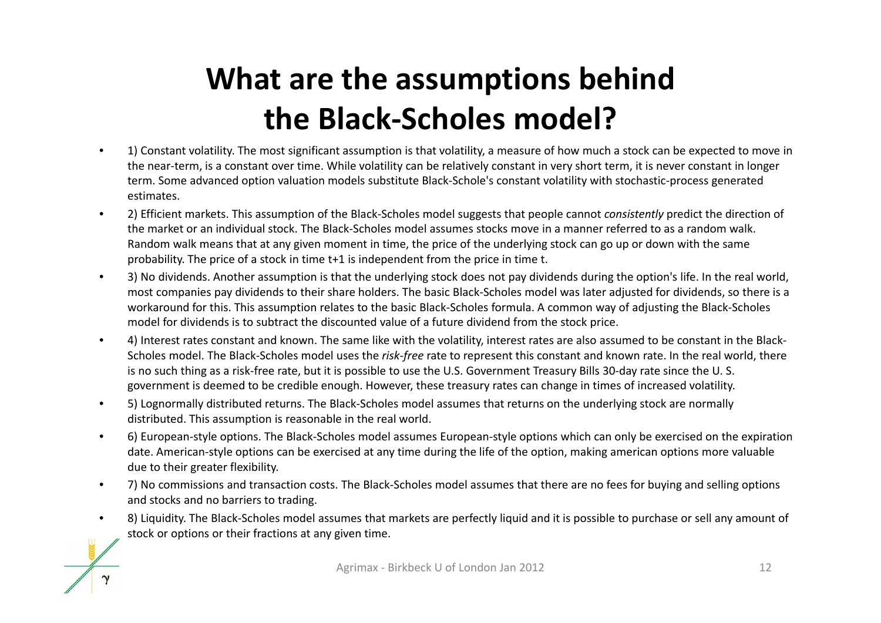# What are the assumptions behind the Black-Scholes model?

- 1) Constant volatility. The most significant assumption is that volatility, a measure of how much a stock can be expected to move in the near-term, is a constant over time. While volatility can be relatively constant in very short term, it is never constant in longer term. Some advanced option valuation models substitute Black-Schole's constant volatility with stochastic-process generated estimates.
- 2) Efficient markets. This assumption of the Black-Scholes model suggests that people cannot *consistently* predict the direction of the market or an individual stock. The Black-Scholes model assumes stocks move in a manner referred to as a random walk. Random walk means that at any given moment in time, the price of the underlying stock can go up or down with the same probability. The price of a stock in time t+1 is independent from the price in time t.
- 3) No dividends. Another assumption is that the underlying stock does not pay dividends during the option's life. In the real world, most companies pay dividends to their share holders. The basic Black-Scholes model was later adjusted for dividends, so there is a workaround for this. This assumption relates to the basic Black-Scholes formula. A common way of adjusting the Black-Scholes model for dividends is to subtract the discounted value of a future dividend from the stock price.
- 4) Interest rates constant and known. The same like with the volatility, interest rates are also assumed to be constant in the Black-Scholes model. The Black-Scholes model uses the *risk-free* rate to represent this constant and known rate. In the real world, there is no such thing as a risk-free rate, but it is possible to use the U.S. Government Treasury Bills 30-day rate since the U. S. government is deemed to be credible enough. However, these treasury rates can change in times of increased volatility.
- 5) Lognormally distributed returns. The Black-Scholes model assumes that returns on the underlying stock are normally distributed. This assumption is reasonable in the real world.
- 6) European-style options. The Black-Scholes model assumes European-style options which can only be exercised on the expiration date. American-style options can be exercised at any time during the life of the option, making american options more valuable due to their greater flexibility.
- 7) No commissions and transaction costs. The Black-Scholes model assumes that there are no fees for buying and selling options and stocks and no barriers to trading.
- 8) Liquidity. The Black-Scholes model assumes that markets are perfectly liquid and it is possible to purchase or sell any amount of stock or options or their fractions at any given time.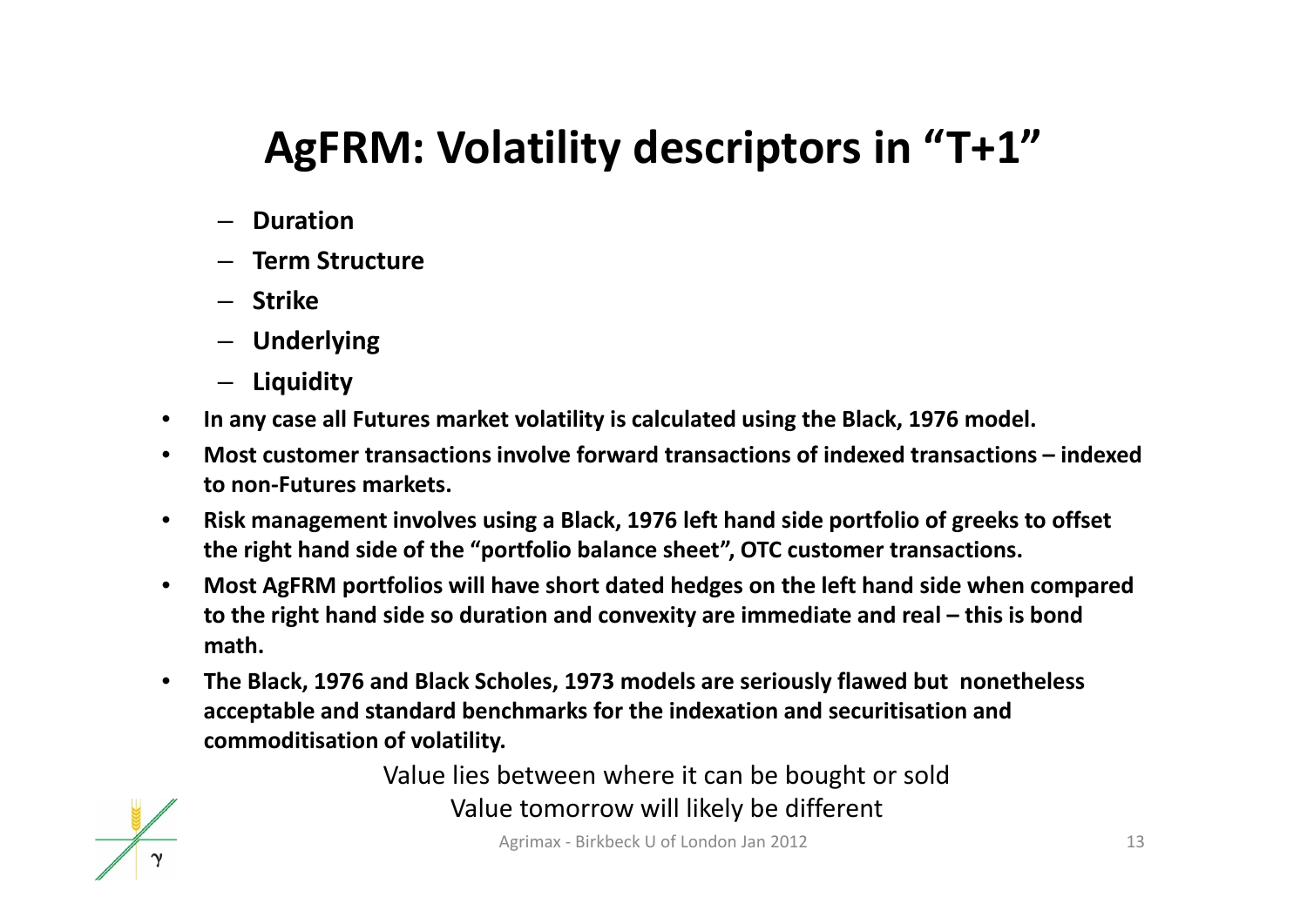# AgFRM: Volatility descriptors in "T+1"

- **Duration**
- **Term Structure**
- **Strike**
- **Underlying**
- **Liquidity**

- **In any case all Futures market volatility is calculated using the Black, 1976 model.**
- **Most customer transactions involve forward transactions of indexed transactions – indexed to non-Futures markets.**
- **Risk management involves using a Black, 1976 left hand side portfolio of greeks to offset the right hand side of the "portfolio balance sheet", OTC customer transactions.**
- **Most AgFRM portfolios will have short dated hedges on the left hand side when compared to the right hand side so duration and convexity are immediate and real – this is bond math.**
- **The Black, 1976 and Black Scholes, 1973 models are seriously flawed but nonetheless acceptable and standard benchmarks for the indexation and securitisation and commoditisation of volatility.**

Value lies between where it can be bought or sold
Value tomorrow will likely be different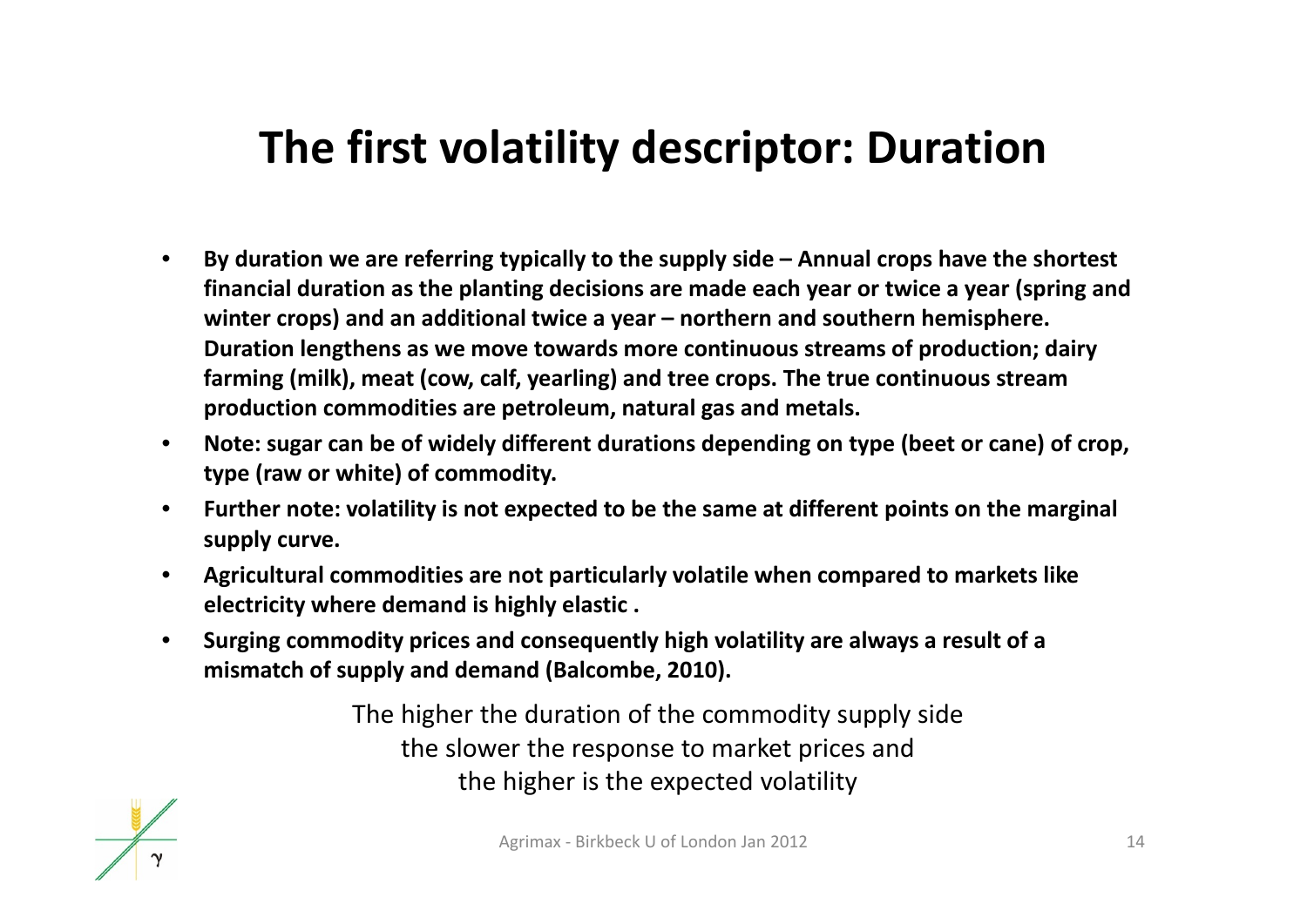# The first volatility descriptor: Duration

- **By duration we are referring typically to the supply side – Annual crops have the shortest financial duration as the planting decisions are made each year or twice a year (spring and winter crops) and an additional twice a year – northern and southern hemisphere. Duration lengthens as we move towards more continuous streams of production; dairy farming (milk), meat (cow, calf, yearling) and tree crops. The true continuous stream production commodities are petroleum, natural gas and metals.**
- **Note: sugar can be of widely different durations depending on type (beet or cane) of crop, type (raw or white) of commodity.**
- **Further note: volatility is not expected to be the same at different points on the marginal supply curve.**
- **Agricultural commodities are not particularly volatile when compared to markets like electricity where demand is highly elastic .**
- **Surging commodity prices and consequently high volatility are always a result of a mismatch of supply and demand (Balcombe, 2010).**

The higher the duration of the commodity supply side
the slower the response to market prices and
the higher is the expected volatility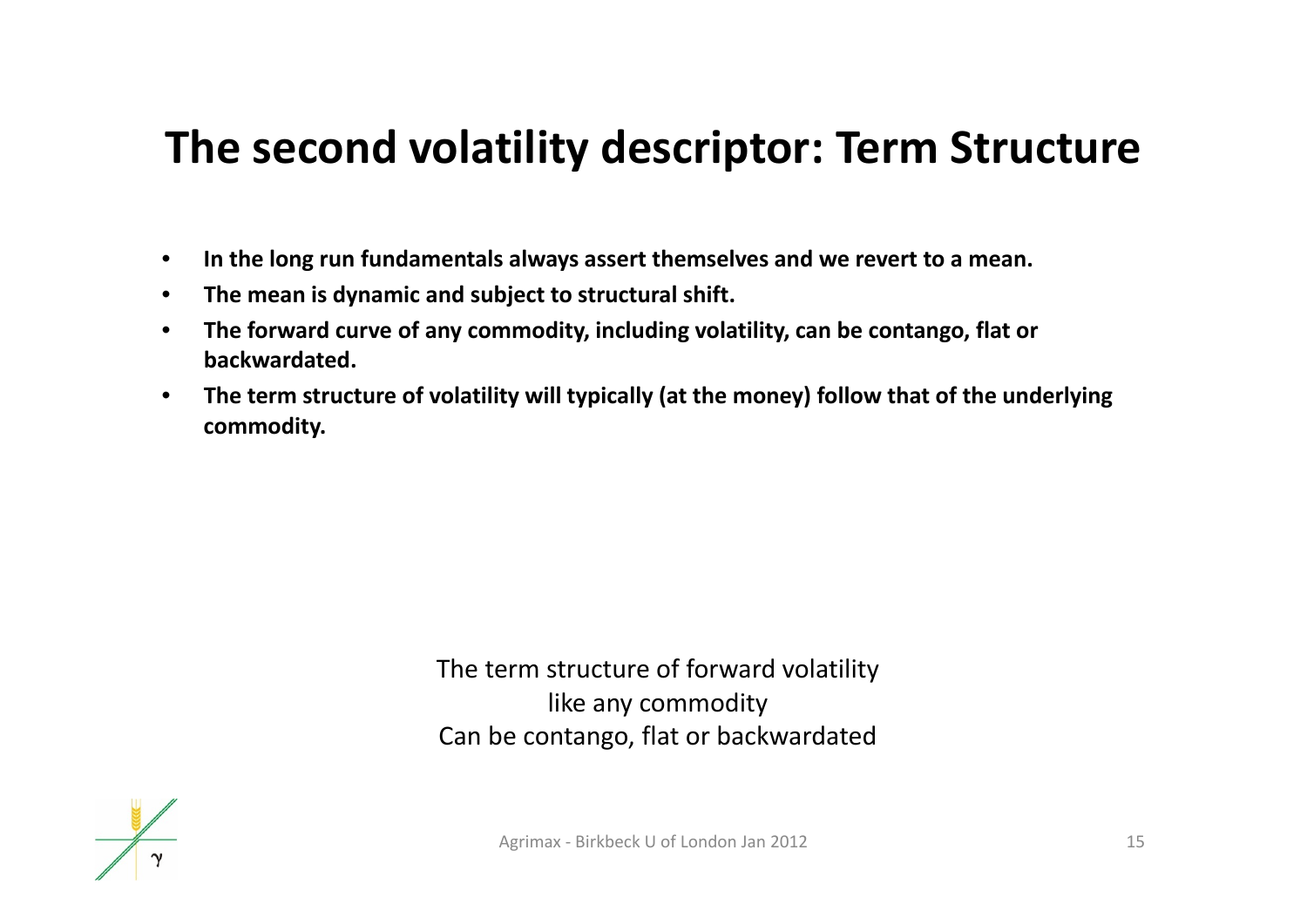# The second volatility descriptor: Term Structure

- **In the long run fundamentals always assert themselves and we revert to a mean.**
- **The mean is dynamic and subject to structural shift.**
- **The forward curve of any commodity, including volatility, can be contango, flat or backwardated.**
- **The term structure of volatility will typically (at the money) follow that of the underlying commodity.**

The term structure of forward volatility
like any commodity
Can be contango, flat or backwardated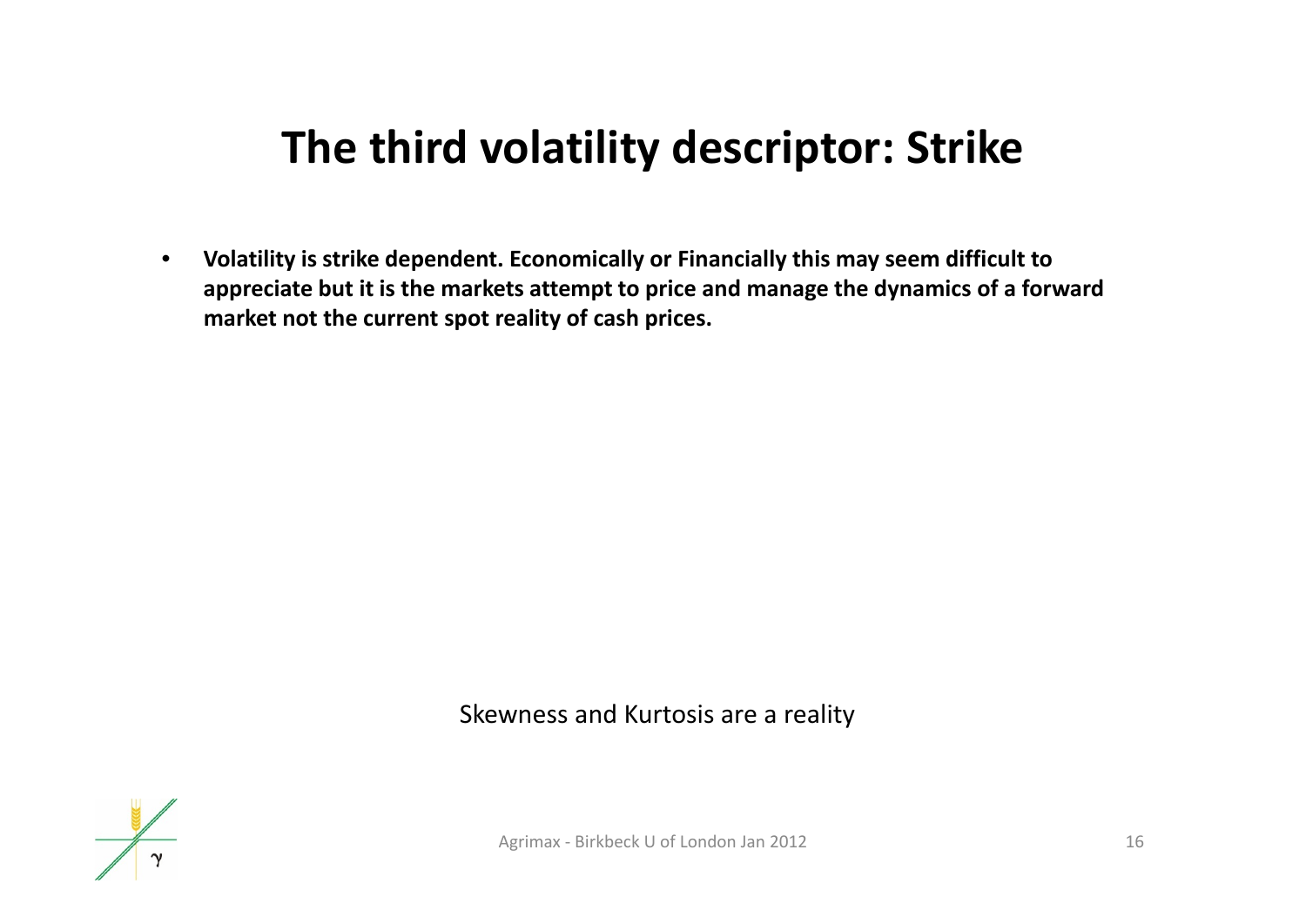# The third volatility descriptor: Strike

- **Volatility is strike dependent. Economically or Financially this may seem difficult to appreciate but it is the markets attempt to price and manage the dynamics of a forward market not the current spot reality of cash prices.**

Skewness and Kurtosis are a reality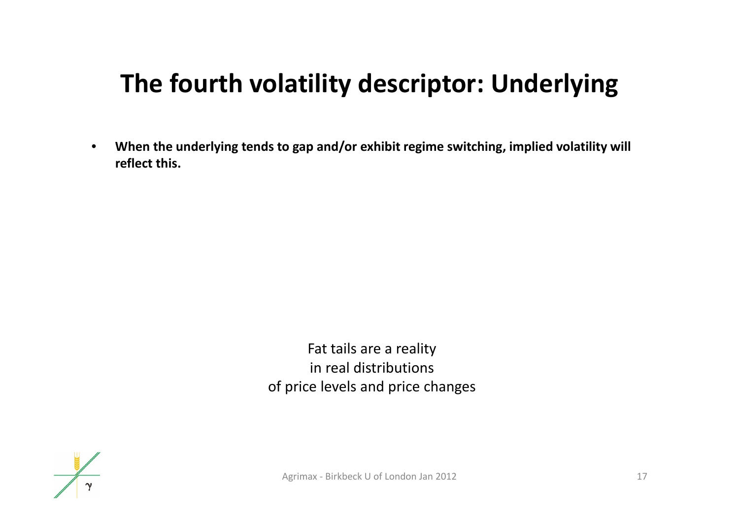# The fourth volatility descriptor: Underlying

- **When the underlying tends to gap and/or exhibit regime switching, implied volatility will reflect this.**

Fat tails are a reality
in real distributions
of price levels and price changes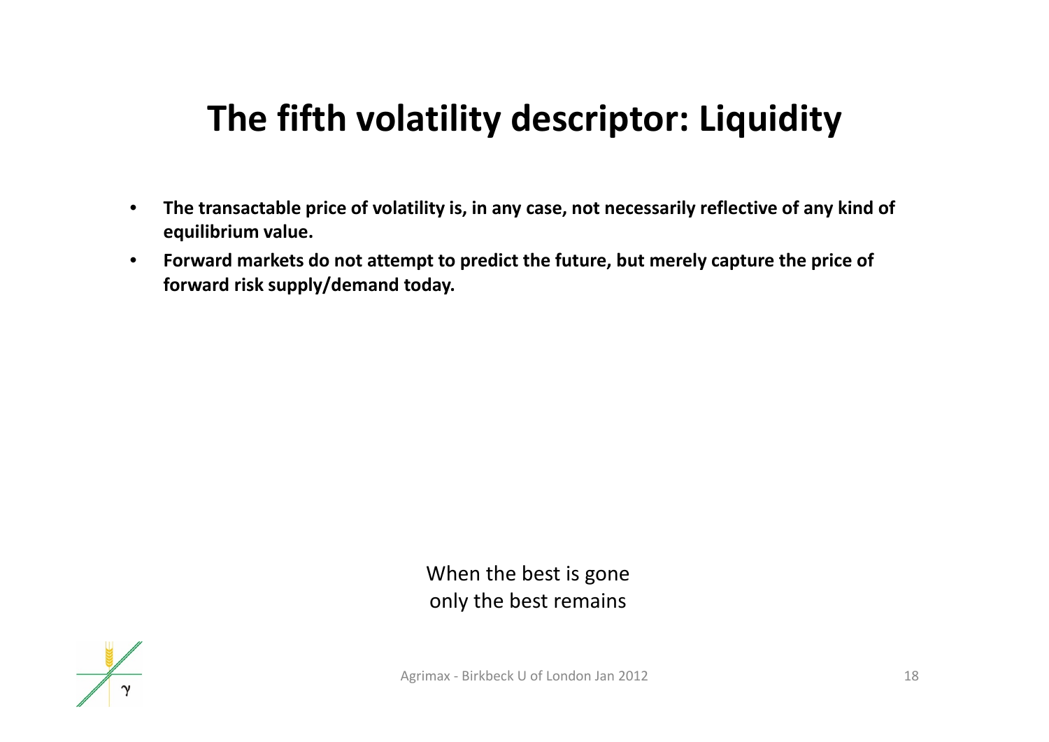# The fifth volatility descriptor: Liquidity

- **The transactable price of volatility is, in any case, not necessarily reflective of any kind of equilibrium value.**
- **Forward markets do not attempt to predict the future, but merely capture the price of forward risk supply/demand today.**

When the best is gone
only the best remains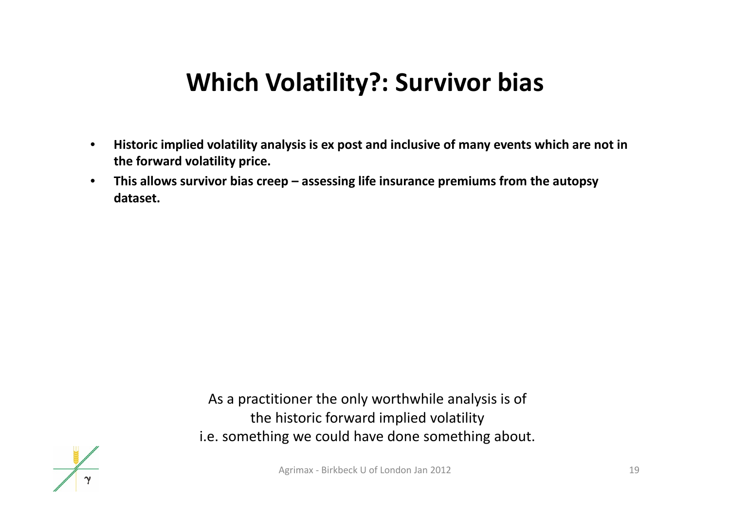# Which Volatility?: Survivor bias

- **Historic implied volatility analysis is ex post and inclusive of many events which are not in the forward volatility price.**
- **This allows survivor bias creep – assessing life insurance premiums from the autopsy dataset.**

As a practitioner the only worthwhile analysis is of the historic forward implied volatility i.e. something we could have done something about.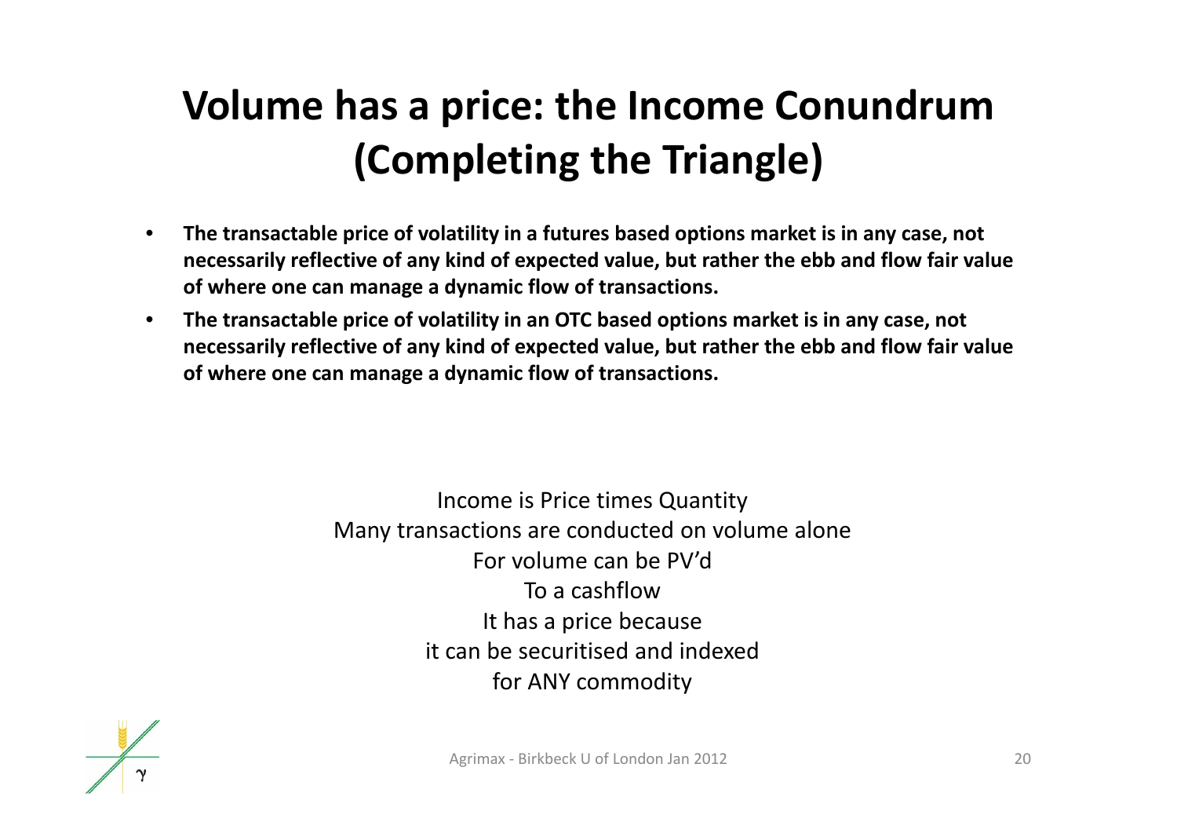# Volume has a price: the Income Conundrum (Completing the Triangle)

- **The transactable price of volatility in a futures based options market is in any case, not necessarily reflective of any kind of expected value, but rather the ebb and flow fair value of where one can manage a dynamic flow of transactions.**
- **The transactable price of volatility in an OTC based options market is in any case, not necessarily reflective of any kind of expected value, but rather the ebb and flow fair value of where one can manage a dynamic flow of transactions.**

Income is Price times Quantity
Many transactions are conducted on volume alone
For volume can be PV'd
To a cashflow
It has a price because
it can be securitised and indexed
for ANY commodity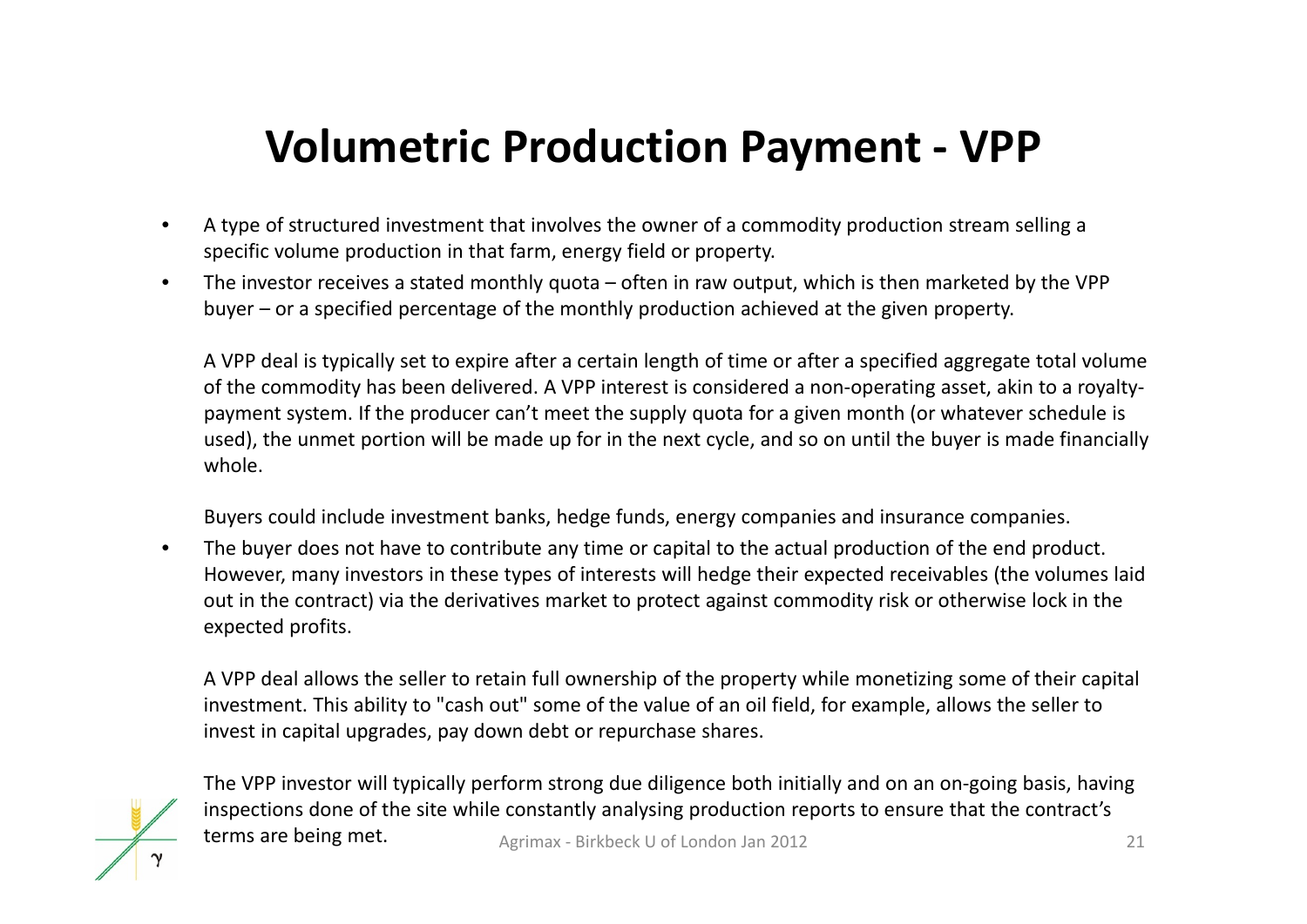# Volumetric Production Payment - VPP

- A type of structured investment that involves the owner of a commodity production stream selling a specific volume production in that farm, energy field or property.
- The investor receives a stated monthly quota – often in raw output, which is then marketed by the VPP buyer – or a specified percentage of the monthly production achieved at the given property.

  A VPP deal is typically set to expire after a certain length of time or after a specified aggregate total volume of the commodity has been delivered. A VPP interest is considered a non-operating asset, akin to a royalty-payment system. If the producer can't meet the supply quota for a given month (or whatever schedule is used), the unmet portion will be made up for in the next cycle, and so on until the buyer is made financially whole.

  Buyers could include investment banks, hedge funds, energy companies and insurance companies.

- The buyer does not have to contribute any time or capital to the actual production of the end product. However, many investors in these types of interests will hedge their expected receivables (the volumes laid out in the contract) via the derivatives market to protect against commodity risk or otherwise lock in the expected profits.

  A VPP deal allows the seller to retain full ownership of the property while monetizing some of their capital investment. This ability to "cash out" some of the value of an oil field, for example, allows the seller to invest in capital upgrades, pay down debt or repurchase shares.

  The VPP investor will typically perform strong due diligence both initially and on an on-going basis, having inspections done of the site while constantly analysing production reports to ensure that the contract's terms are being met.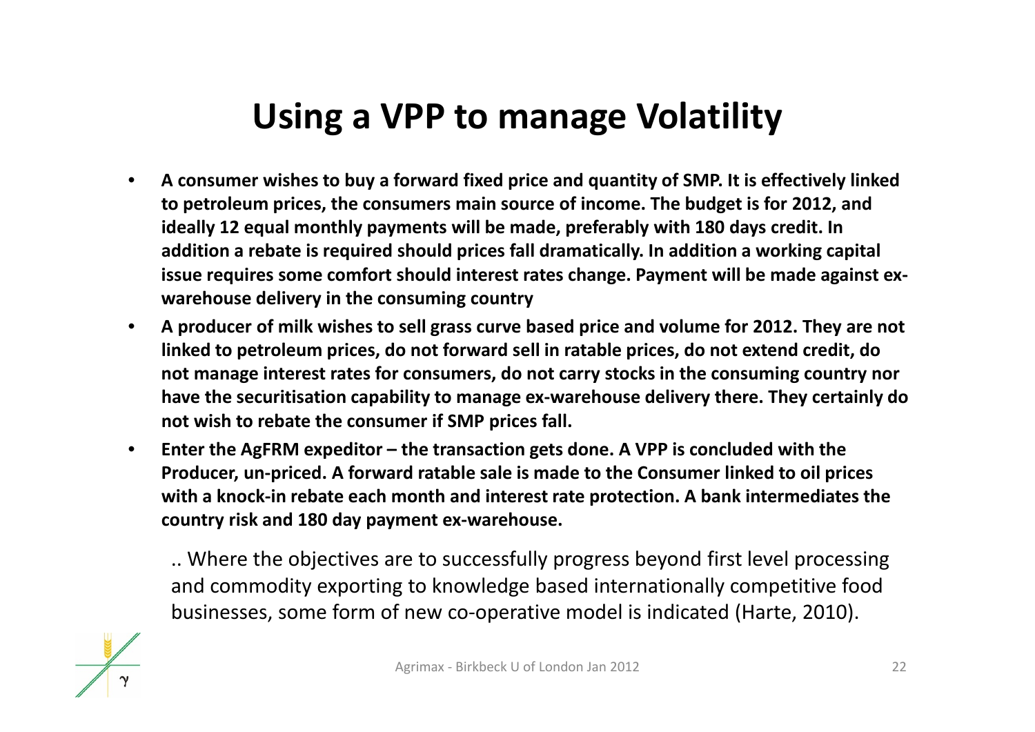# Using a VPP to manage Volatility

- **A consumer wishes to buy a forward fixed price and quantity of SMP. It is effectively linked to petroleum prices, the consumers main source of income. The budget is for 2012, and ideally 12 equal monthly payments will be made, preferably with 180 days credit. In addition a rebate is required should prices fall dramatically. In addition a working capital issue requires some comfort should interest rates change. Payment will be made against ex-warehouse delivery in the consuming country**
- **A producer of milk wishes to sell grass curve based price and volume for 2012. They are not linked to petroleum prices, do not forward sell in ratable prices, do not extend credit, do not manage interest rates for consumers, do not carry stocks in the consuming country nor have the securitisation capability to manage ex-warehouse delivery there. They certainly do not wish to rebate the consumer if SMP prices fall.**
- **Enter the AgFRM expeditor – the transaction gets done. A VPP is concluded with the Producer, un-priced. A forward ratable sale is made to the Consumer linked to oil prices with a knock-in rebate each month and interest rate protection. A bank intermediates the country risk and 180 day payment ex-warehouse.**

.. Where the objectives are to successfully progress beyond first level processing and commodity exporting to knowledge based internationally competitive food businesses, some form of new co-operative model is indicated (Harte, 2010).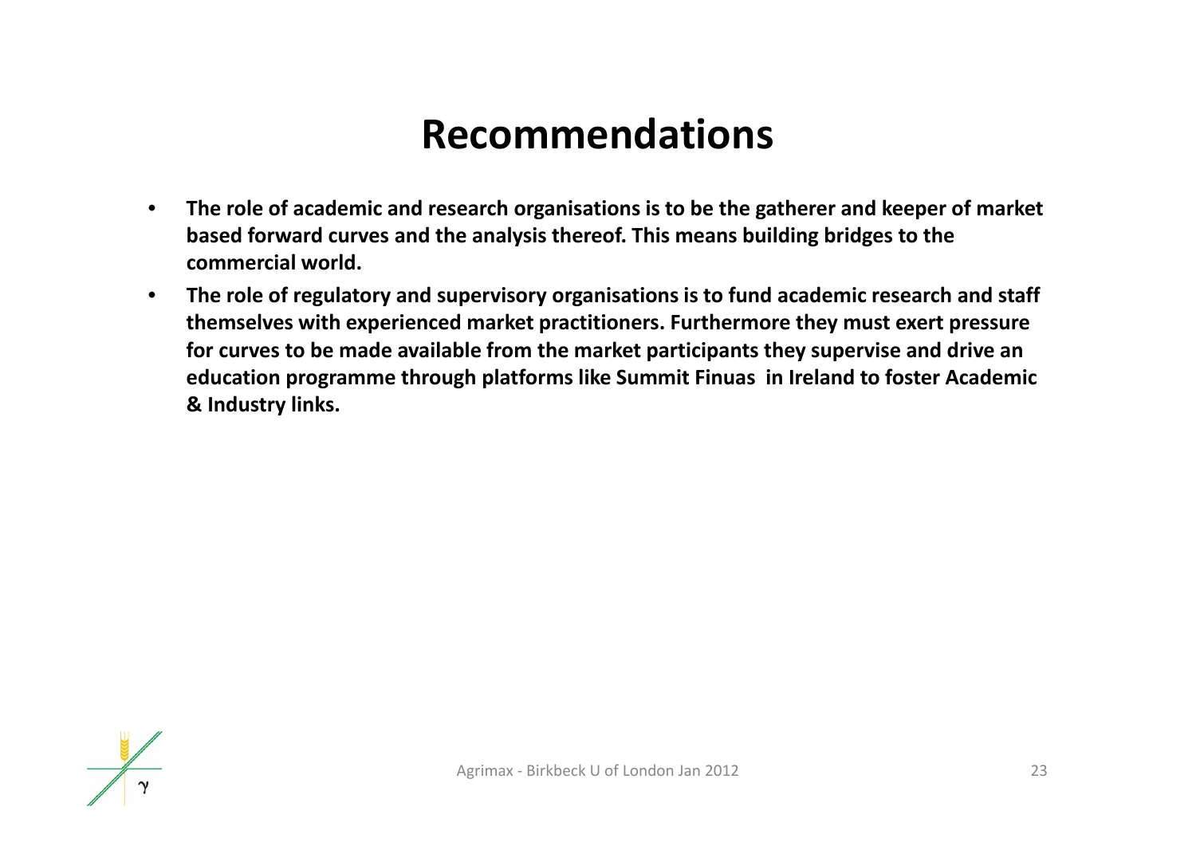# Recommendations

- **The role of academic and research organisations is to be the gatherer and keeper of market based forward curves and the analysis thereof. This means building bridges to the commercial world.**
- **The role of regulatory and supervisory organisations is to fund academic research and staff themselves with experienced market practitioners. Furthermore they must exert pressure for curves to be made available from the market participants they supervise and drive an education programme through platforms like Summit Finuas in Ireland to foster Academic & Industry links.**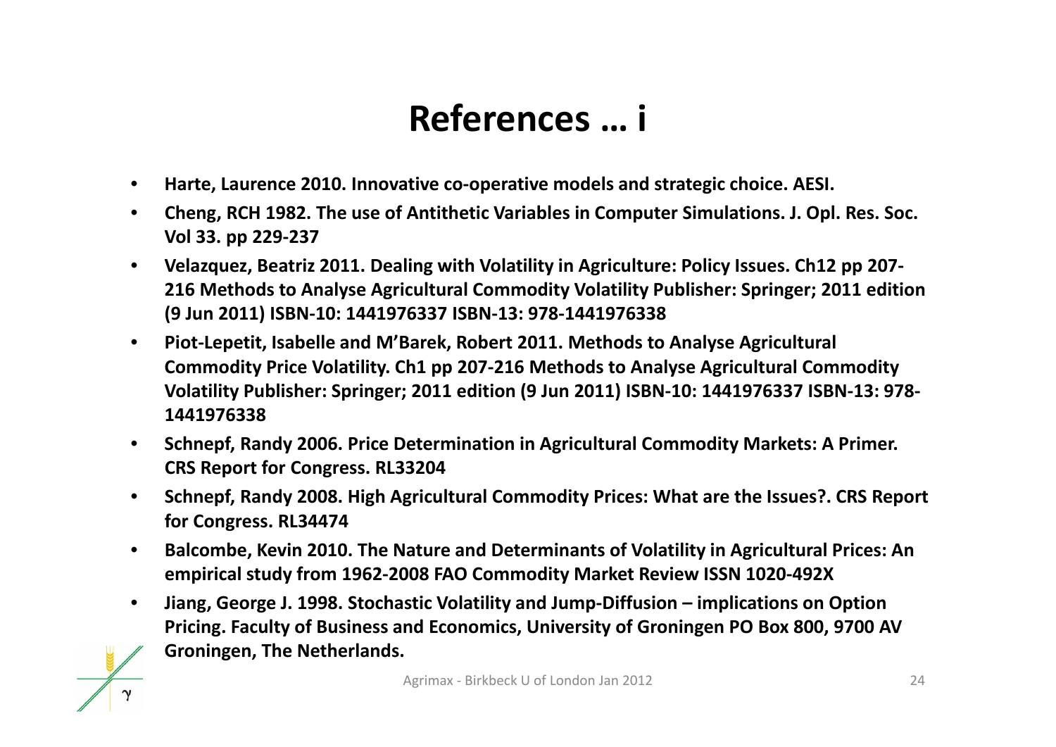# References … i

- **Harte, Laurence 2010. Innovative co-operative models and strategic choice. AESI.**
- **Cheng, RCH 1982. The use of Antithetic Variables in Computer Simulations. J. Opl. Res. Soc. Vol 33. pp 229-237**
- **Velazquez, Beatriz 2011. Dealing with Volatility in Agriculture: Policy Issues. Ch12 pp 207-216 Methods to Analyse Agricultural Commodity Volatility Publisher: Springer; 2011 edition (9 Jun 2011) ISBN-10: 1441976337 ISBN-13: 978-1441976338**
- **Piot-Lepetit, Isabelle and M'Barek, Robert 2011. Methods to Analyse Agricultural Commodity Price Volatility. Ch1 pp 207-216 Methods to Analyse Agricultural Commodity Volatility Publisher: Springer; 2011 edition (9 Jun 2011) ISBN-10: 1441976337 ISBN-13: 978-1441976338**
- **Schnepf, Randy 2006. Price Determination in Agricultural Commodity Markets: A Primer. CRS Report for Congress. RL33204**
- **Schnepf, Randy 2008. High Agricultural Commodity Prices: What are the Issues?. CRS Report for Congress. RL34474**
- **Balcombe, Kevin 2010. The Nature and Determinants of Volatility in Agricultural Prices: An empirical study from 1962-2008 FAO Commodity Market Review ISSN 1020-492X**
- **Jiang, George J. 1998. Stochastic Volatility and Jump-Diffusion – implications on Option Pricing. Faculty of Business and Economics, University of Groningen PO Box 800, 9700 AV Groningen, The Netherlands.**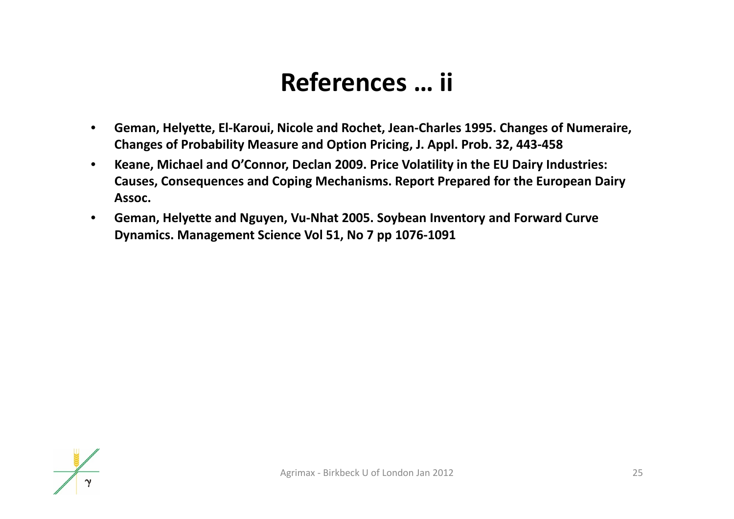# References … ii

- **Geman, Helyette, El-Karoui, Nicole and Rochet, Jean-Charles 1995. Changes of Numeraire, Changes of Probability Measure and Option Pricing, J. Appl. Prob. 32, 443-458**
- **Keane, Michael and O'Connor, Declan 2009. Price Volatility in the EU Dairy Industries: Causes, Consequences and Coping Mechanisms. Report Prepared for the European Dairy Assoc.**
- **Geman, Helyette and Nguyen, Vu-Nhat 2005. Soybean Inventory and Forward Curve Dynamics. Management Science Vol 51, No 7 pp 1076-1091**